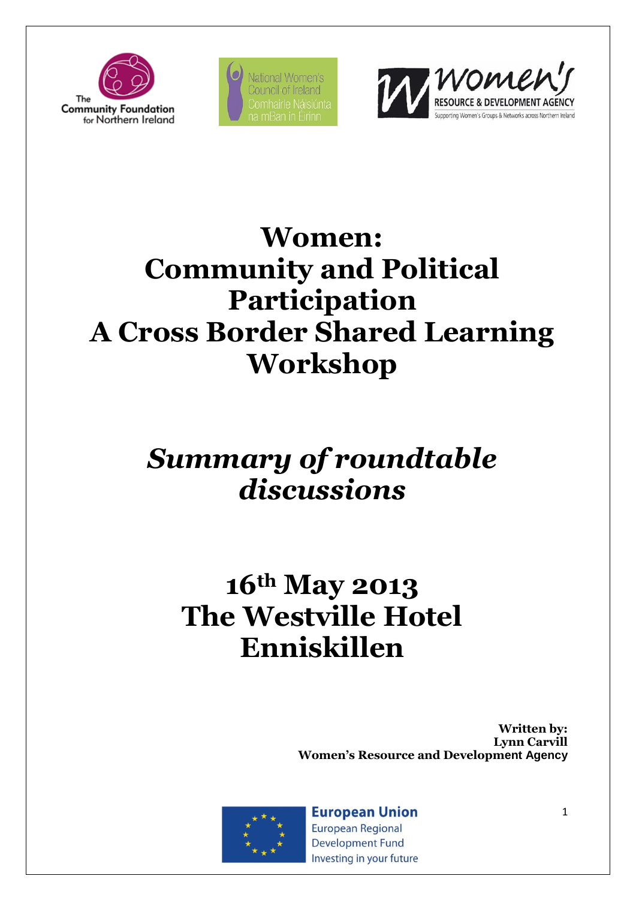The Community Foundation for Northern Ireland

National Women's Council of Ireland
Comhairle Náisiúnta na mBan in Éirinn

Women's Resource & Development Agency
Supporting Women's Groups & Networks across Northern Ireland

# Women: Community and Political Participation A Cross Border Shared Learning Workshop

## *Summary of roundtable discussions*

## 16th May 2013
## The Westville Hotel
## Enniskillen

**Written by:**
**Lynn Carvill**
**Women's Resource and Development Agency**

European Union
European Regional Development Fund
Investing in your future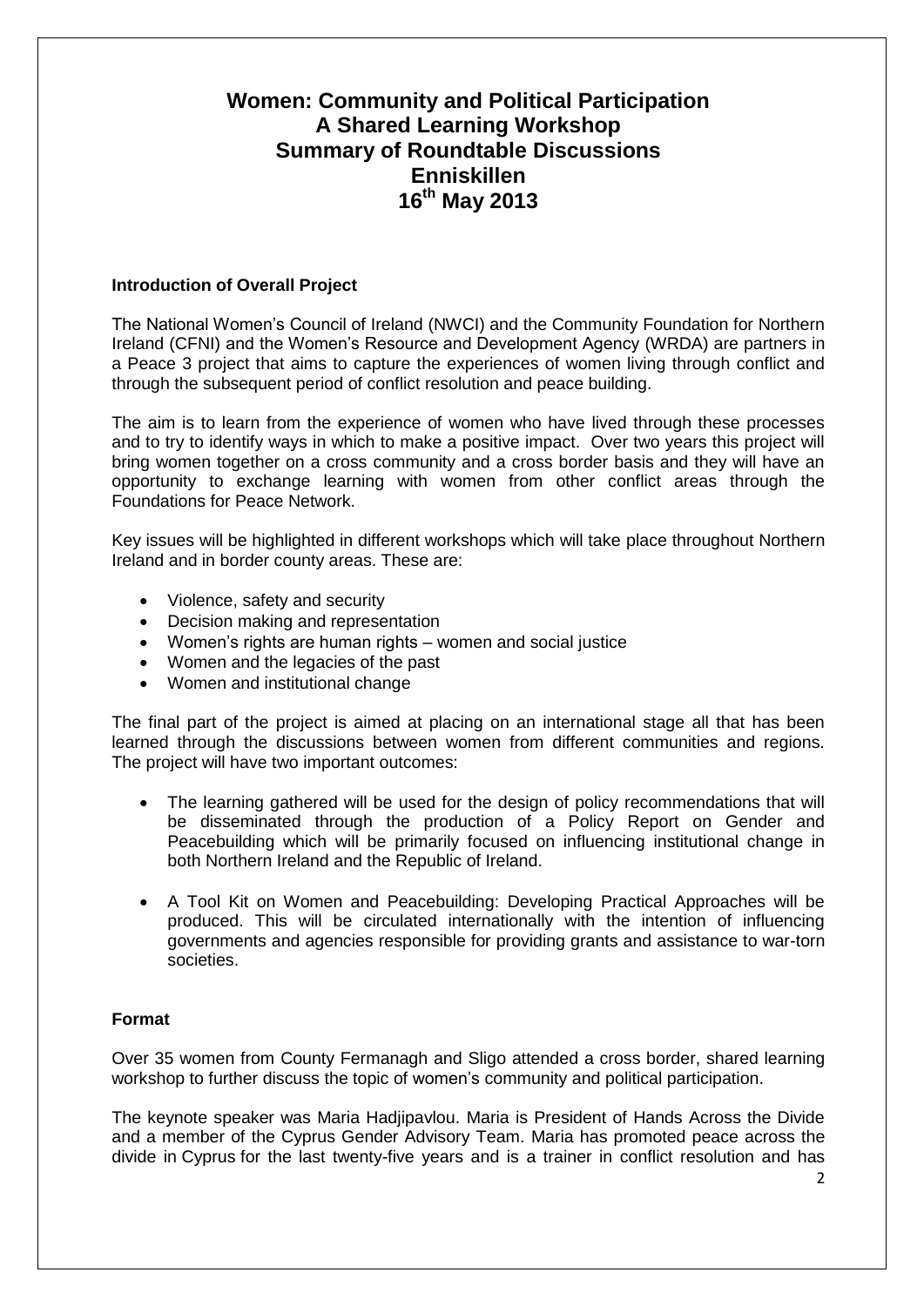# Women: Community and Political Participation
# A Shared Learning Workshop
# Summary of Roundtable Discussions
# Enniskillen
# 16th May 2013

**Introduction of Overall Project**

The National Women's Council of Ireland (NWCI) and the Community Foundation for Northern Ireland (CFNI) and the Women's Resource and Development Agency (WRDA) are partners in a Peace 3 project that aims to capture the experiences of women living through conflict and through the subsequent period of conflict resolution and peace building.

The aim is to learn from the experience of women who have lived through these processes and to try to identify ways in which to make a positive impact. Over two years this project will bring women together on a cross community and a cross border basis and they will have an opportunity to exchange learning with women from other conflict areas through the Foundations for Peace Network.

Key issues will be highlighted in different workshops which will take place throughout Northern Ireland and in border county areas. These are:

- Violence, safety and security
- Decision making and representation
- Women's rights are human rights – women and social justice
- Women and the legacies of the past
- Women and institutional change

The final part of the project is aimed at placing on an international stage all that has been learned through the discussions between women from different communities and regions. The project will have two important outcomes:

- The learning gathered will be used for the design of policy recommendations that will be disseminated through the production of a Policy Report on Gender and Peacebuilding which will be primarily focused on influencing institutional change in both Northern Ireland and the Republic of Ireland.
- A Tool Kit on Women and Peacebuilding: Developing Practical Approaches will be produced. This will be circulated internationally with the intention of influencing governments and agencies responsible for providing grants and assistance to war-torn societies.

**Format**

Over 35 women from County Fermanagh and Sligo attended a cross border, shared learning workshop to further discuss the topic of women's community and political participation.

The keynote speaker was Maria Hadjipavlou. Maria is President of Hands Across the Divide and a member of the Cyprus Gender Advisory Team. Maria has promoted peace across the divide in Cyprus for the last twenty-five years and is a trainer in conflict resolution and has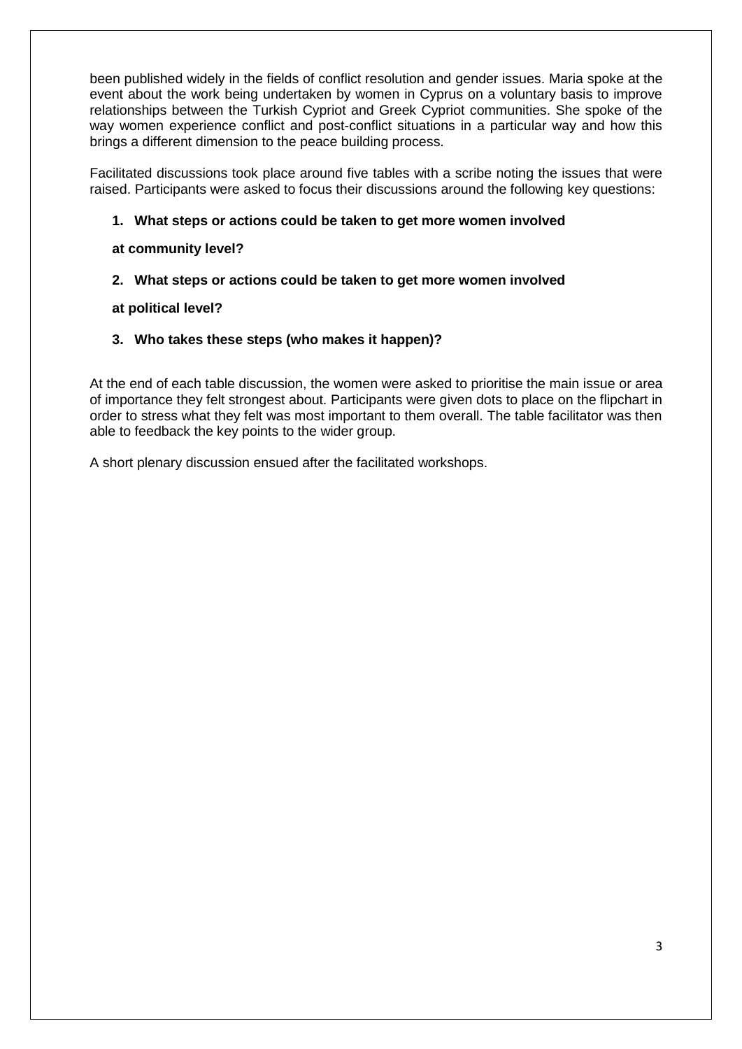been published widely in the fields of conflict resolution and gender issues. Maria spoke at the event about the work being undertaken by women in Cyprus on a voluntary basis to improve relationships between the Turkish Cypriot and Greek Cypriot communities. She spoke of the way women experience conflict and post-conflict situations in a particular way and how this brings a different dimension to the peace building process.

Facilitated discussions took place around five tables with a scribe noting the issues that were raised. Participants were asked to focus their discussions around the following key questions:

1. **What steps or actions could be taken to get more women involved at community level?**
2. **What steps or actions could be taken to get more women involved at political level?**
3. **Who takes these steps (who makes it happen)?**

At the end of each table discussion, the women were asked to prioritise the main issue or area of importance they felt strongest about. Participants were given dots to place on the flipchart in order to stress what they felt was most important to them overall. The table facilitator was then able to feedback the key points to the wider group.

A short plenary discussion ensued after the facilitated workshops.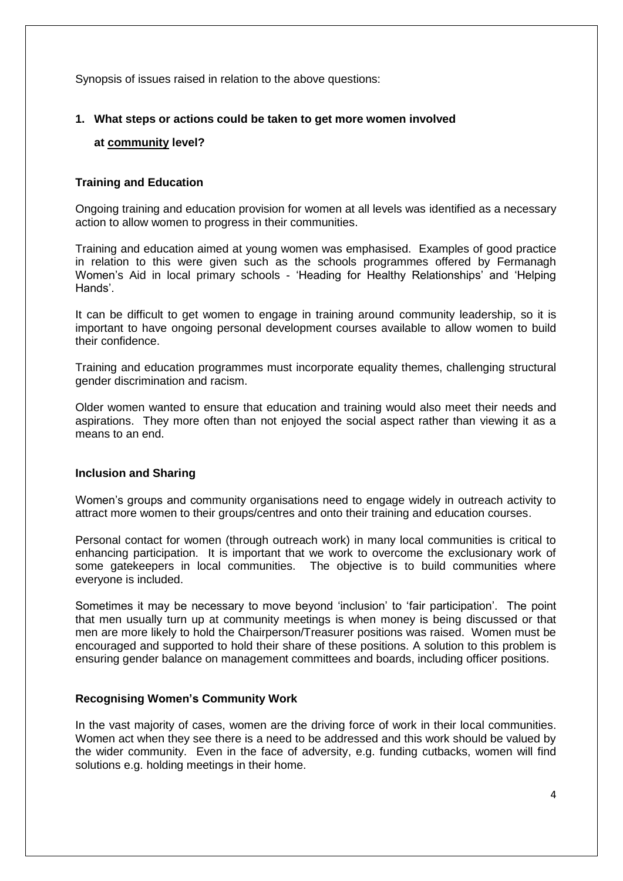Synopsis of issues raised in relation to the above questions:

**1. What steps or actions could be taken to get more women involved at community level?**

### Training and Education

Ongoing training and education provision for women at all levels was identified as a necessary action to allow women to progress in their communities.

Training and education aimed at young women was emphasised. Examples of good practice in relation to this were given such as the schools programmes offered by Fermanagh Women's Aid in local primary schools - 'Heading for Healthy Relationships' and 'Helping Hands'.

It can be difficult to get women to engage in training around community leadership, so it is important to have ongoing personal development courses available to allow women to build their confidence.

Training and education programmes must incorporate equality themes, challenging structural gender discrimination and racism.

Older women wanted to ensure that education and training would also meet their needs and aspirations. They more often than not enjoyed the social aspect rather than viewing it as a means to an end.

### Inclusion and Sharing

Women's groups and community organisations need to engage widely in outreach activity to attract more women to their groups/centres and onto their training and education courses.

Personal contact for women (through outreach work) in many local communities is critical to enhancing participation. It is important that we work to overcome the exclusionary work of some gatekeepers in local communities. The objective is to build communities where everyone is included.

Sometimes it may be necessary to move beyond 'inclusion' to 'fair participation'. The point that men usually turn up at community meetings is when money is being discussed or that men are more likely to hold the Chairperson/Treasurer positions was raised. Women must be encouraged and supported to hold their share of these positions. A solution to this problem is ensuring gender balance on management committees and boards, including officer positions.

### Recognising Women's Community Work

In the vast majority of cases, women are the driving force of work in their local communities. Women act when they see there is a need to be addressed and this work should be valued by the wider community. Even in the face of adversity, e.g. funding cutbacks, women will find solutions e.g. holding meetings in their home.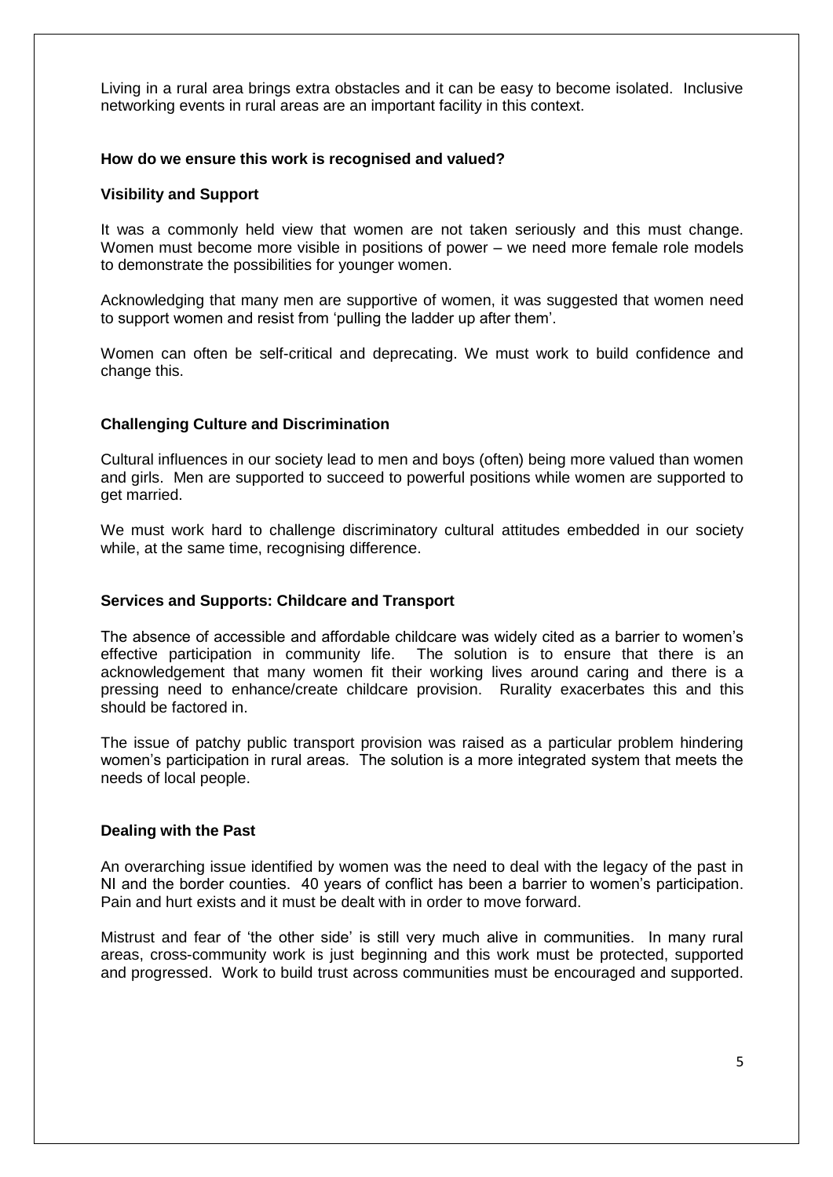Living in a rural area brings extra obstacles and it can be easy to become isolated. Inclusive networking events in rural areas are an important facility in this context.

**How do we ensure this work is recognised and valued?**

**Visibility and Support**

It was a commonly held view that women are not taken seriously and this must change. Women must become more visible in positions of power – we need more female role models to demonstrate the possibilities for younger women.

Acknowledging that many men are supportive of women, it was suggested that women need to support women and resist from 'pulling the ladder up after them'.

Women can often be self-critical and deprecating. We must work to build confidence and change this.

**Challenging Culture and Discrimination**

Cultural influences in our society lead to men and boys (often) being more valued than women and girls. Men are supported to succeed to powerful positions while women are supported to get married.

We must work hard to challenge discriminatory cultural attitudes embedded in our society while, at the same time, recognising difference.

**Services and Supports: Childcare and Transport**

The absence of accessible and affordable childcare was widely cited as a barrier to women's effective participation in community life. The solution is to ensure that there is an acknowledgement that many women fit their working lives around caring and there is a pressing need to enhance/create childcare provision. Rurality exacerbates this and this should be factored in.

The issue of patchy public transport provision was raised as a particular problem hindering women's participation in rural areas. The solution is a more integrated system that meets the needs of local people.

**Dealing with the Past**

An overarching issue identified by women was the need to deal with the legacy of the past in NI and the border counties. 40 years of conflict has been a barrier to women's participation. Pain and hurt exists and it must be dealt with in order to move forward.

Mistrust and fear of 'the other side' is still very much alive in communities. In many rural areas, cross-community work is just beginning and this work must be protected, supported and progressed. Work to build trust across communities must be encouraged and supported.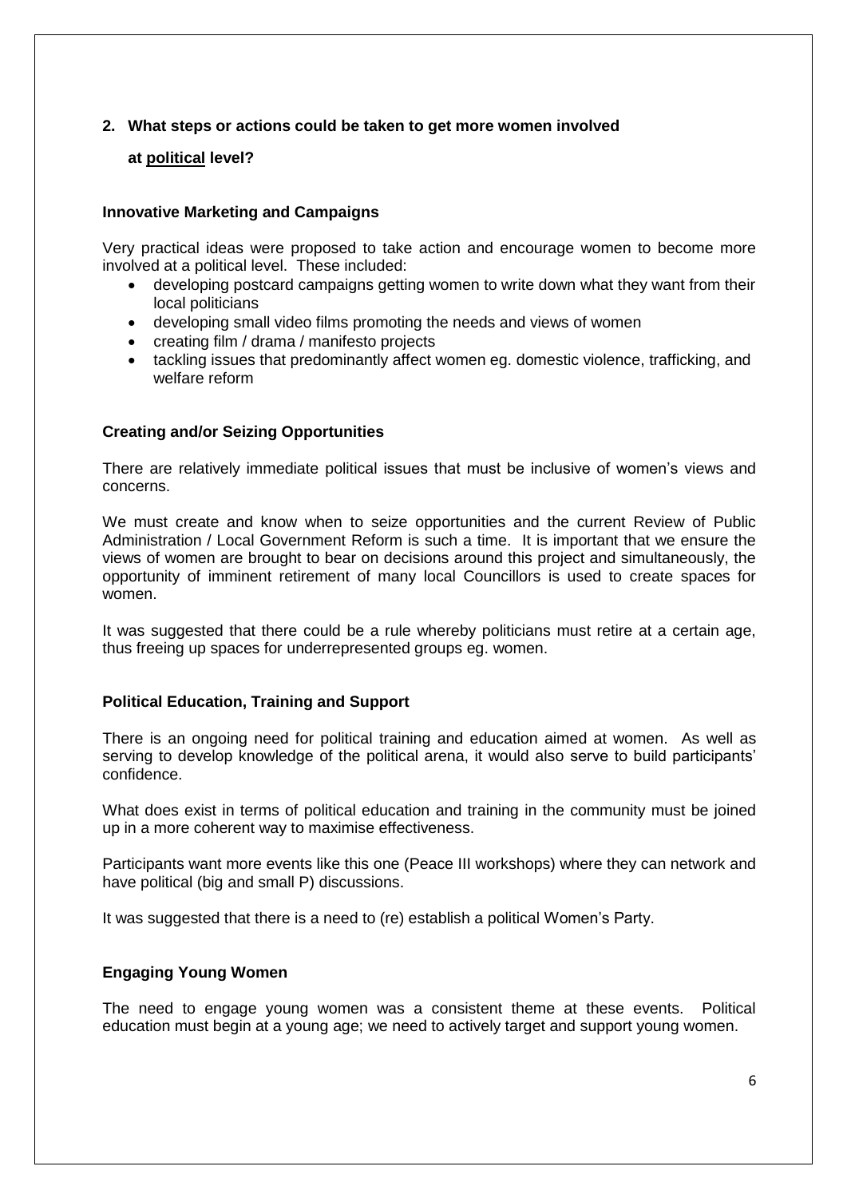## 2. What steps or actions could be taken to get more women involved at political level?

### Innovative Marketing and Campaigns

Very practical ideas were proposed to take action and encourage women to become more involved at a political level. These included:

- developing postcard campaigns getting women to write down what they want from their local politicians
- developing small video films promoting the needs and views of women
- creating film / drama / manifesto projects
- tackling issues that predominantly affect women eg. domestic violence, trafficking, and welfare reform

### Creating and/or Seizing Opportunities

There are relatively immediate political issues that must be inclusive of women's views and concerns.

We must create and know when to seize opportunities and the current Review of Public Administration / Local Government Reform is such a time. It is important that we ensure the views of women are brought to bear on decisions around this project and simultaneously, the opportunity of imminent retirement of many local Councillors is used to create spaces for women.

It was suggested that there could be a rule whereby politicians must retire at a certain age, thus freeing up spaces for underrepresented groups eg. women.

### Political Education, Training and Support

There is an ongoing need for political training and education aimed at women. As well as serving to develop knowledge of the political arena, it would also serve to build participants' confidence.

What does exist in terms of political education and training in the community must be joined up in a more coherent way to maximise effectiveness.

Participants want more events like this one (Peace III workshops) where they can network and have political (big and small P) discussions.

It was suggested that there is a need to (re) establish a political Women's Party.

### Engaging Young Women

The need to engage young women was a consistent theme at these events. Political education must begin at a young age; we need to actively target and support young women.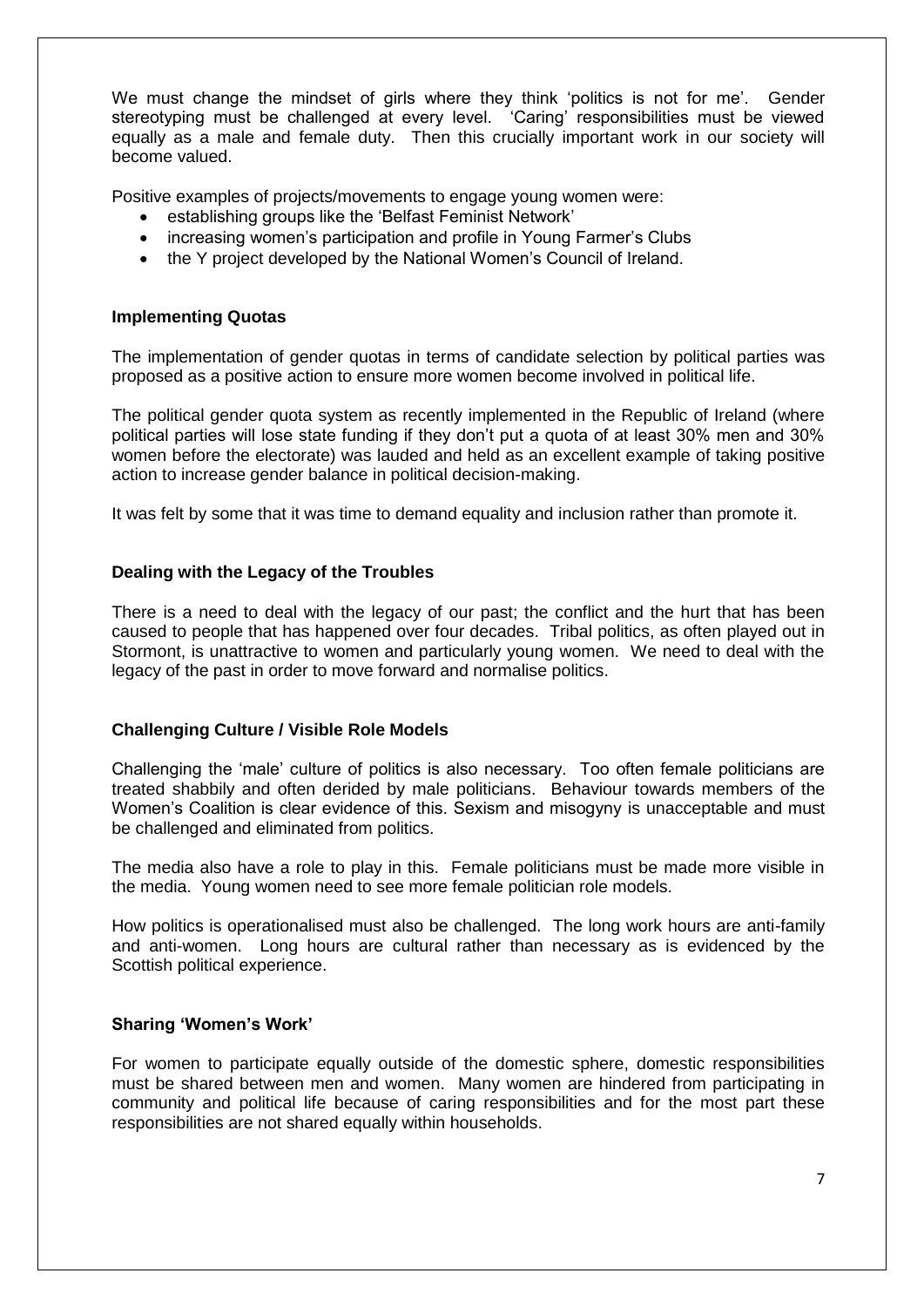We must change the mindset of girls where they think 'politics is not for me'. Gender stereotyping must be challenged at every level. 'Caring' responsibilities must be viewed equally as a male and female duty. Then this crucially important work in our society will become valued.

Positive examples of projects/movements to engage young women were:

- establishing groups like the 'Belfast Feminist Network'
- increasing women's participation and profile in Young Farmer's Clubs
- the Y project developed by the National Women's Council of Ireland.

**Implementing Quotas**

The implementation of gender quotas in terms of candidate selection by political parties was proposed as a positive action to ensure more women become involved in political life.

The political gender quota system as recently implemented in the Republic of Ireland (where political parties will lose state funding if they don't put a quota of at least 30% men and 30% women before the electorate) was lauded and held as an excellent example of taking positive action to increase gender balance in political decision-making.

It was felt by some that it was time to demand equality and inclusion rather than promote it.

**Dealing with the Legacy of the Troubles**

There is a need to deal with the legacy of our past; the conflict and the hurt that has been caused to people that has happened over four decades. Tribal politics, as often played out in Stormont, is unattractive to women and particularly young women. We need to deal with the legacy of the past in order to move forward and normalise politics.

**Challenging Culture / Visible Role Models**

Challenging the 'male' culture of politics is also necessary. Too often female politicians are treated shabbily and often derided by male politicians. Behaviour towards members of the Women's Coalition is clear evidence of this. Sexism and misogyny is unacceptable and must be challenged and eliminated from politics.

The media also have a role to play in this. Female politicians must be made more visible in the media. Young women need to see more female politician role models.

How politics is operationalised must also be challenged. The long work hours are anti-family and anti-women. Long hours are cultural rather than necessary as is evidenced by the Scottish political experience.

**Sharing 'Women's Work'**

For women to participate equally outside of the domestic sphere, domestic responsibilities must be shared between men and women. Many women are hindered from participating in community and political life because of caring responsibilities and for the most part these responsibilities are not shared equally within households.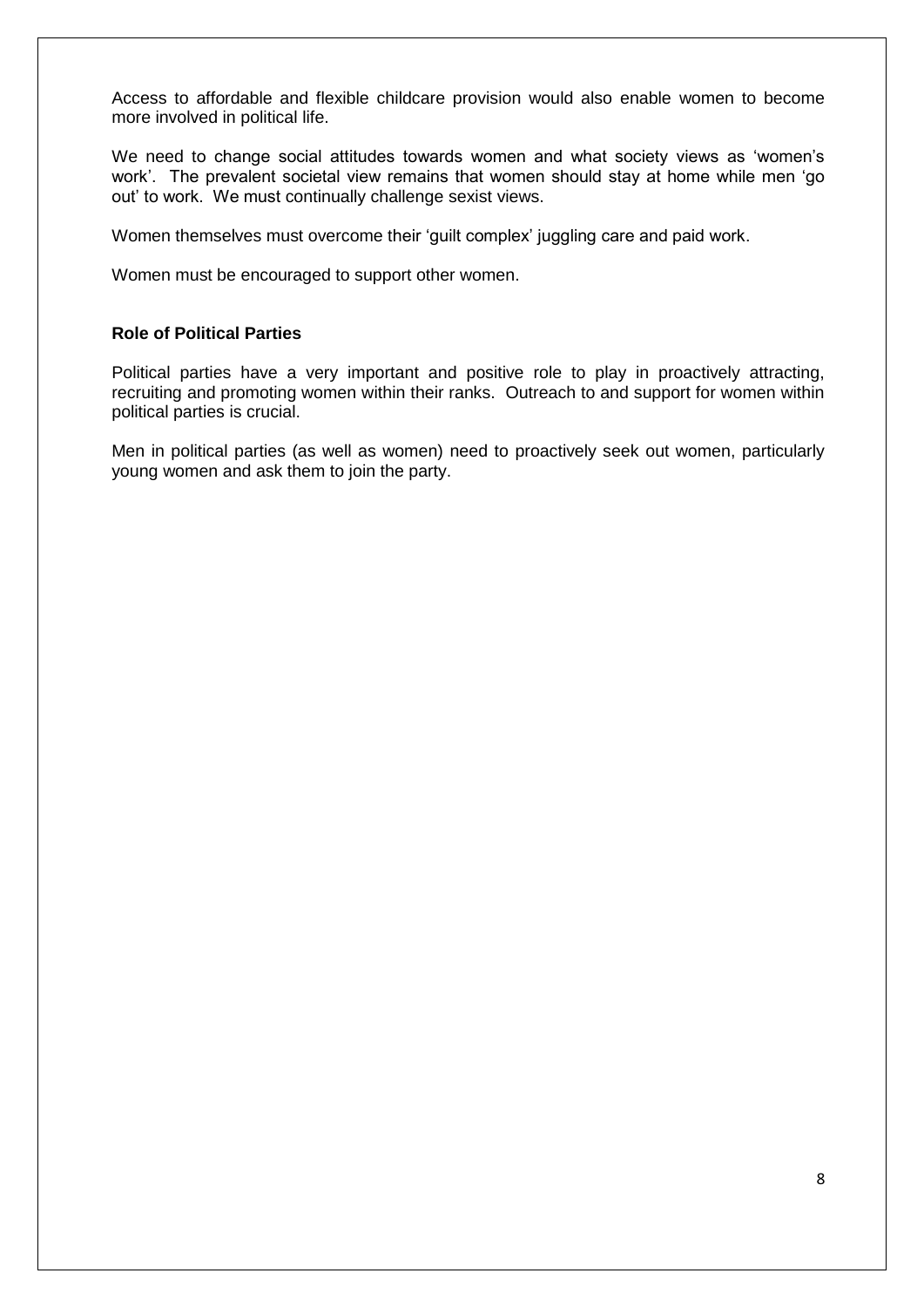Access to affordable and flexible childcare provision would also enable women to become more involved in political life.

We need to change social attitudes towards women and what society views as 'women's work'. The prevalent societal view remains that women should stay at home while men 'go out' to work. We must continually challenge sexist views.

Women themselves must overcome their 'guilt complex' juggling care and paid work.

Women must be encouraged to support other women.

**Role of Political Parties**

Political parties have a very important and positive role to play in proactively attracting, recruiting and promoting women within their ranks. Outreach to and support for women within political parties is crucial.

Men in political parties (as well as women) need to proactively seek out women, particularly young women and ask them to join the party.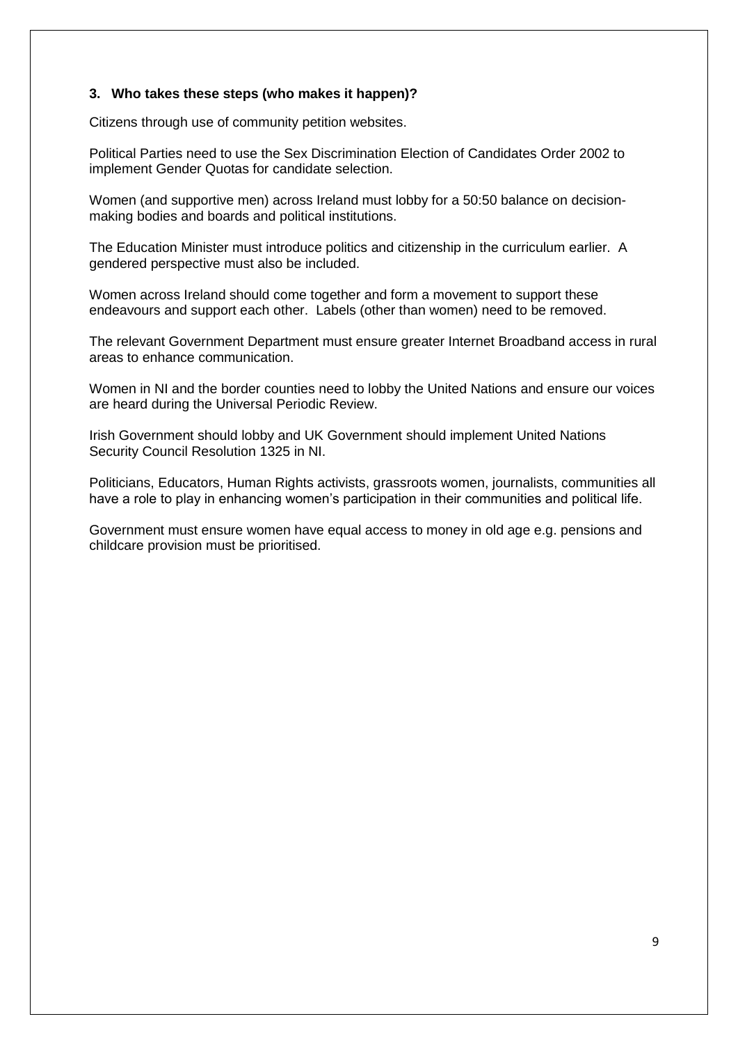### 3. Who takes these steps (who makes it happen)?

Citizens through use of community petition websites.

Political Parties need to use the Sex Discrimination Election of Candidates Order 2002 to implement Gender Quotas for candidate selection.

Women (and supportive men) across Ireland must lobby for a 50:50 balance on decision-making bodies and boards and political institutions.

The Education Minister must introduce politics and citizenship in the curriculum earlier. A gendered perspective must also be included.

Women across Ireland should come together and form a movement to support these endeavours and support each other. Labels (other than women) need to be removed.

The relevant Government Department must ensure greater Internet Broadband access in rural areas to enhance communication.

Women in NI and the border counties need to lobby the United Nations and ensure our voices are heard during the Universal Periodic Review.

Irish Government should lobby and UK Government should implement United Nations Security Council Resolution 1325 in NI.

Politicians, Educators, Human Rights activists, grassroots women, journalists, communities all have a role to play in enhancing women's participation in their communities and political life.

Government must ensure women have equal access to money in old age e.g. pensions and childcare provision must be prioritised.